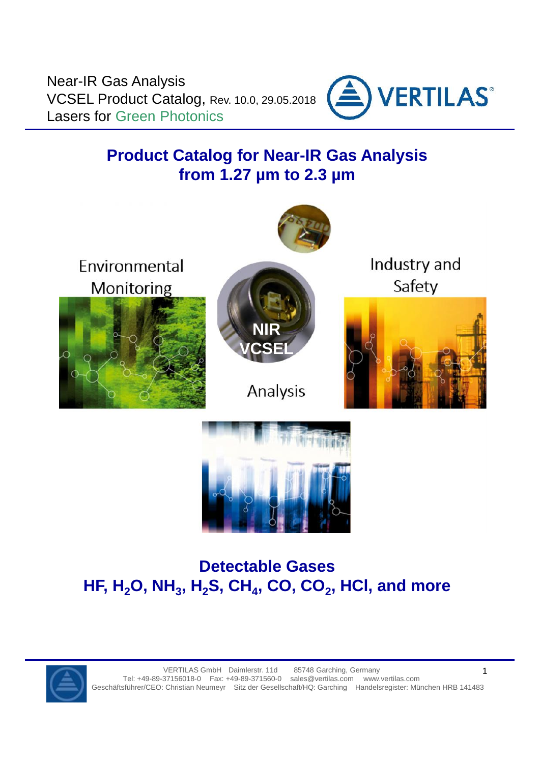Near-IR Gas Analysis
VCSEL Product Catalog, Rev. 10.0, 29.05.2018
Lasers for Green Photonics

# Product Catalog for Near-IR Gas Analysis from 1.27 µm to 2.3 µm

Environmental Monitoring

NIR VCSEL

Analysis

Industry and Safety

## Detectable Gases

## HF, $H_2O$, $NH_3$, $H_2S$, $CH_4$, CO, $CO_2$, HCl, and more

VERTILAS GmbH Daimlerstr. 11d 85748 Garching, Germany
Tel: +49-89-37156018-0 Fax: +49-89-371560-0 sales@vertilas.com www.vertilas.com
Geschäftsführer/CEO: Christian Neumeyr Sitz der Gesellschaft/HQ: Garching Handelsregister: München HRB 141483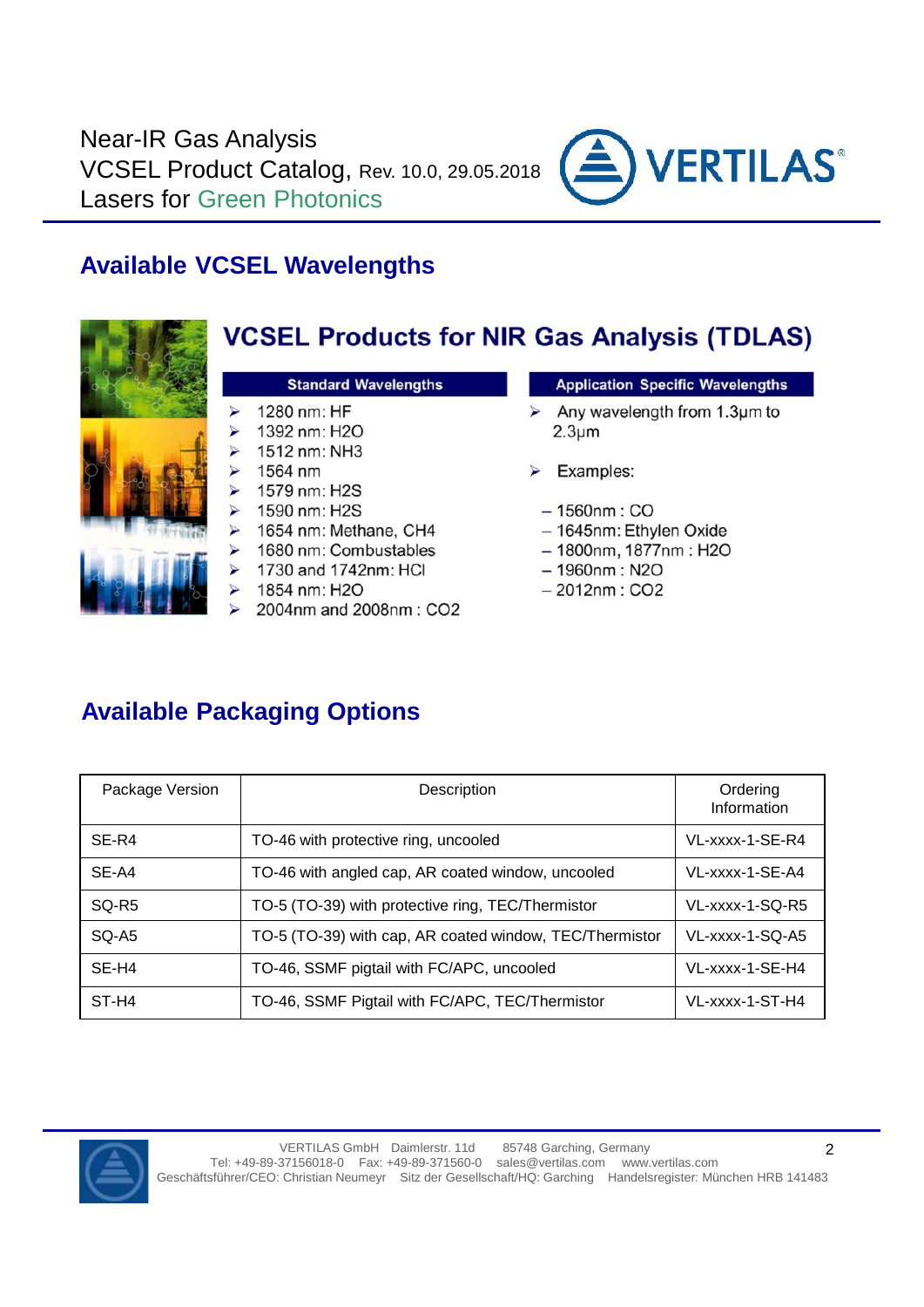Near-IR Gas Analysis
VCSEL Product Catalog, Rev. 10.0, 29.05.2018
Lasers for Green Photonics

## Available VCSEL Wavelengths

### VCSEL Products for NIR Gas Analysis (TDLAS)

**Standard Wavelengths**

- 1280 nm: HF
- 1392 nm: $H_2O$
- 1512 nm: $NH_3$
- 1564 nm
- 1579 nm: $H_2S$
- 1590 nm: $H_2S$
- 1654 nm: Methane, $CH_4$
- 1680 nm: Combustables
- 1730 and 1742nm: HCl
- 1854 nm: $H_2O$
- 2004nm and 2008nm : $CO_2$

**Application Specific Wavelengths**

- Any wavelength from 1.3µm to 2.3µm
- Examples:
  - 1560nm : CO
  - 1645nm: Ethylen Oxide
  - 1800nm, 1877nm : $H_2O$
  - 1960nm : $N_2O$
  - 2012nm : $CO_2$

## Available Packaging Options

| Package Version | Description | Ordering Information |
|---|---|---|
| SE-R4 | TO-46 with protective ring, uncooled | VL-xxxx-1-SE-R4 |
| SE-A4 | TO-46 with angled cap, AR coated window, uncooled | VL-xxxx-1-SE-A4 |
| SQ-R5 | TO-5 (TO-39) with protective ring, TEC/Thermistor | VL-xxxx-1-SQ-R5 |
| SQ-A5 | TO-5 (TO-39) with cap, AR coated window, TEC/Thermistor | VL-xxxx-1-SQ-A5 |
| SE-H4 | TO-46, SSMF pigtail with FC/APC, uncooled | VL-xxxx-1-SE-H4 |
| ST-H4 | TO-46, SSMF Pigtail with FC/APC, TEC/Thermistor | VL-xxxx-1-ST-H4 |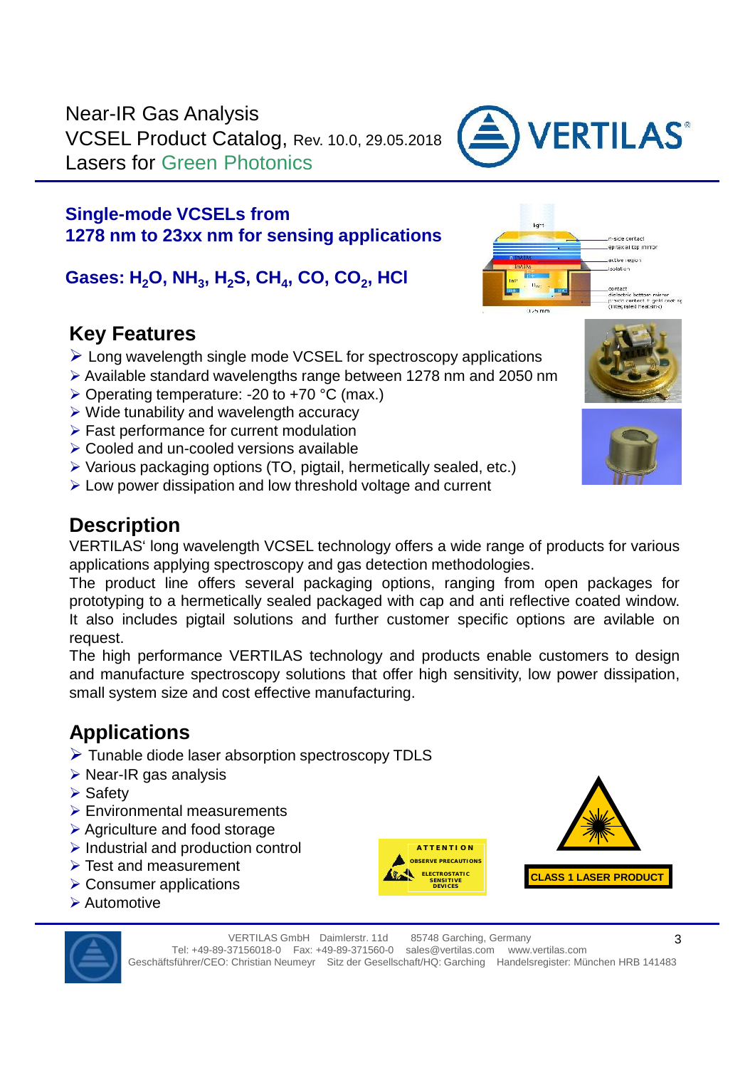Near-IR Gas Analysis
VCSEL Product Catalog, Rev. 10.0, 29.05.2018
Lasers for Green Photonics

## Single-mode VCSELs from 1278 nm to 23xx nm for sensing applications

## Gases: $H_2O$, $NH_3$, $H_2S$, $CH_4$, CO, $CO_2$, HCl

## Key Features

- Long wavelength single mode VCSEL for spectroscopy applications
- Available standard wavelengths range between 1278 nm and 2050 nm
- Operating temperature: -20 to +70 °C (max.)
- Wide tunability and wavelength accuracy
- Fast performance for current modulation
- Cooled and un-cooled versions available
- Various packaging options (TO, pigtail, hermetically sealed, etc.)
- Low power dissipation and low threshold voltage and current

## Description

VERTILAS' long wavelength VCSEL technology offers a wide range of products for various applications applying spectroscopy and gas detection methodologies.
The product line offers several packaging options, ranging from open packages for prototyping to a hermetically sealed packaged with cap and anti reflective coated window. It also includes pigtail solutions and further customer specific options are avilable on request.
The high performance VERTILAS technology and products enable customers to design and manufacture spectroscopy solutions that offer high sensitivity, low power dissipation, small system size and cost effective manufacturing.

## Applications

- Tunable diode laser absorption spectroscopy TDLS
- Near-IR gas analysis
- Safety
- Environmental measurements
- Agriculture and food storage
- Industrial and production control
- Test and measurement
- Consumer applications
- Automotive

ATTENTION
OBSERVE PRECAUTIONS
ELECTROSTATIC SENSITIVE DEVICES

CLASS 1 LASER PRODUCT

VERTILAS GmbH Daimlerstr. 11d 85748 Garching, Germany
Tel: +49-89-37156018-0 Fax: +49-89-371560-0 sales@vertilas.com www.vertilas.com
Geschäftsführer/CEO: Christian Neumeyr Sitz der Gesellschaft/HQ: Garching Handelsregister: München HRB 141483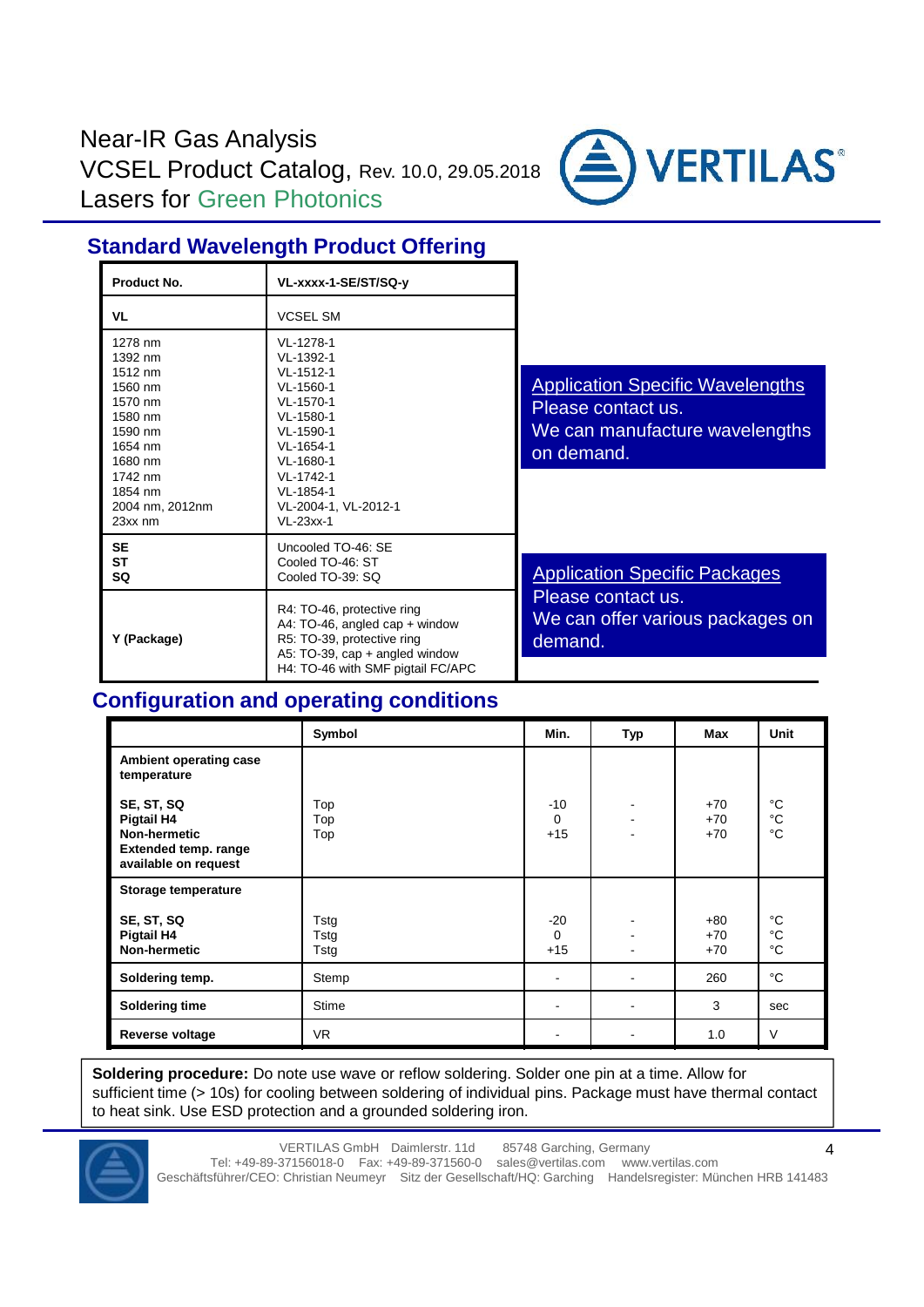Near-IR Gas Analysis
VCSEL Product Catalog, Rev. 10.0, 29.05.2018
Lasers for Green Photonics

## Standard Wavelength Product Offering

| Product No. | VL-xxxx-1-SE/ST/SQ-y |
|---|---|
| **VL** | VCSEL SM |
| 1278 nm<br>1392 nm<br>1512 nm<br>1560 nm<br>1570 nm<br>1580 nm<br>1590 nm<br>1654 nm<br>1680 nm<br>1742 nm<br>1854 nm<br>2004 nm, 2012nm<br>23xx nm | VL-1278-1<br>VL-1392-1<br>VL-1512-1<br>VL-1560-1<br>VL-1570-1<br>VL-1580-1<br>VL-1590-1<br>VL-1654-1<br>VL-1680-1<br>VL-1742-1<br>VL-1854-1<br>VL-2004-1, VL-2012-1<br>VL-23xx-1 |
| **SE**<br>**ST**<br>**SQ** | Uncooled TO-46: SE<br>Cooled TO-46: ST<br>Cooled TO-39: SQ |
| **Y (Package)** | R4: TO-46, protective ring<br>A4: TO-46, angled cap + window<br>R5: TO-39, protective ring<br>A5: TO-39, cap + angled window<br>H4: TO-46 with SMF pigtail FC/APC |

Application Specific Wavelengths
Please contact us.
We can manufacture wavelengths on demand.

Application Specific Packages
Please contact us.
We can offer various packages on demand.

## Configuration and operating conditions

| | Symbol | Min. | Typ | Max | Unit |
|---|---|---|---|---|---|
| **Ambient operating case temperature** | | | | | |
| **SE, ST, SQ** | Top | -10 | - | +70 | °C |
| **Pigtail H4** | Top | 0 | - | +70 | °C |
| **Non-hermetic** | Top | +15 | - | +70 | °C |
| **Extended temp. range available on request** | | | | | |
| **Storage temperature** | | | | | |
| **SE, ST, SQ** | Tstg | -20 | - | +80 | °C |
| **Pigtail H4** | Tstg | 0 | - | +70 | °C |
| **Non-hermetic** | Tstg | +15 | - | +70 | °C |
| **Soldering temp.** | Stemp | - | - | 260 | °C |
| **Soldering time** | Stime | - | - | 3 | sec |
| **Reverse voltage** | VR | - | - | 1.0 | V |

**Soldering procedure:** Do note use wave or reflow soldering. Solder one pin at a time. Allow for sufficient time (> 10s) for cooling between soldering of individual pins. Package must have thermal contact to heat sink. Use ESD protection and a grounded soldering iron.

VERTILAS GmbH Daimlerstr. 11d 85748 Garching, Germany
Tel: +49-89-37156018-0 Fax: +49-89-371560-0 sales@vertilas.com www.vertilas.com
Geschäftsführer/CEO: Christian Neumeyr Sitz der Gesellschaft/HQ: Garching Handelsregister: München HRB 141483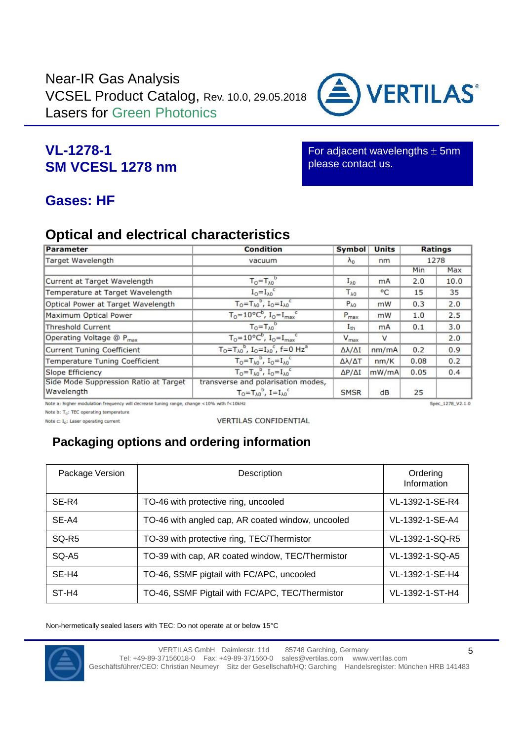Near-IR Gas Analysis
VCSEL Product Catalog, Rev. 10.0, 29.05.2018
Lasers for Green Photonics

## VL-1278-1
## SM VCESL 1278 nm

For adjacent wavelengths ± 5nm please contact us.

## Gases: HF

## Optical and electrical characteristics

| Parameter | Condition | Symbol | Units | Ratings | |
|---|---|---|---|---|---|
| Target Wavelength | vacuum | $\lambda_0$ | nm | 1278 | |
| | | | | Min | Max |
| Current at Target Wavelength | $T_O=T_{\lambda 0}{}^b$ | $I_{\lambda 0}$ | mA | 2.0 | 10.0 |
| Temperature at Target Wavelength | $I_O=I_{\lambda 0}{}^c$ | $T_{\lambda 0}$ | °C | 15 | 35 |
| Optical Power at Target Wavelength | $T_O=T_{\lambda 0}{}^b$, $I_O=I_{\lambda 0}{}^c$ | $P_{\lambda 0}$ | mW | 0.3 | 2.0 |
| Maximum Optical Power | $T_O=10°C^b$, $I_O=I_{max}{}^c$ | $P_{max}$ | mW | 1.0 | 2.5 |
| Threshold Current | $T_O=T_{\lambda 0}{}^b$ | $I_{th}$ | mA | 0.1 | 3.0 |
| Operating Voltage @ $P_{max}$ | $T_O=10°C^b$, $I_O=I_{max}{}^c$ | $V_{max}$ | V | | 2.0 |
| Current Tuning Coefficient | $T_O=T_{\lambda 0}{}^b$, $I_O=I_{\lambda 0}{}^c$, f=0 Hz[a] | $\Delta\lambda/\Delta I$ | nm/mA | 0.2 | 0.9 |
| Temperature Tuning Coefficient | $T_O=T_{\lambda 0}{}^b$, $I_O=I_{\lambda 0}{}^c$ | $\Delta\lambda/\Delta T$ | nm/K | 0.08 | 0.2 |
| Slope Efficiency | $T_O=T_{\lambda 0}{}^b$, $I_O=I_{\lambda 0}{}^c$ | $\Delta P/\Delta I$ | mW/mA | 0.05 | 0.4 |
| Side Mode Suppression Ratio at Target Wavelength | transverse and polarisation modes, $T_O=T_{\lambda 0}{}^b$, $I=I_{\lambda 0}{}^c$ | SMSR | dB | 25 | |

Note a: higher modulation frequency will decrease tuning range, change <10% with f<10kHz
Note b: $T_O$: TEC operating temperature
Note c: $I_O$: Laser operating current

Spec_1278_V2.1.0

VERTILAS CONFIDENTIAL

## Packaging options and ordering information

| Package Version | Description | Ordering Information |
|---|---|---|
| SE-R4 | TO-46 with protective ring, uncooled | VL-1392-1-SE-R4 |
| SE-A4 | TO-46 with angled cap, AR coated window, uncooled | VL-1392-1-SE-A4 |
| SQ-R5 | TO-39 with protective ring, TEC/Thermistor | VL-1392-1-SQ-R5 |
| SQ-A5 | TO-39 with cap, AR coated window, TEC/Thermistor | VL-1392-1-SQ-A5 |
| SE-H4 | TO-46, SSMF pigtail with FC/APC, uncooled | VL-1392-1-SE-H4 |
| ST-H4 | TO-46, SSMF Pigtail with FC/APC, TEC/Thermistor | VL-1392-1-ST-H4 |

Non-hermetically sealed lasers with TEC: Do not operate at or below 15°C

VERTILAS GmbH Daimlerstr. 11d 85748 Garching, Germany
Tel: +49-89-37156018-0 Fax: +49-89-371560-0 sales@vertilas.com www.vertilas.com
Geschäftsführer/CEO: Christian Neumeyr Sitz der Gesellschaft/HQ: Garching Handelsregister: München HRB 141483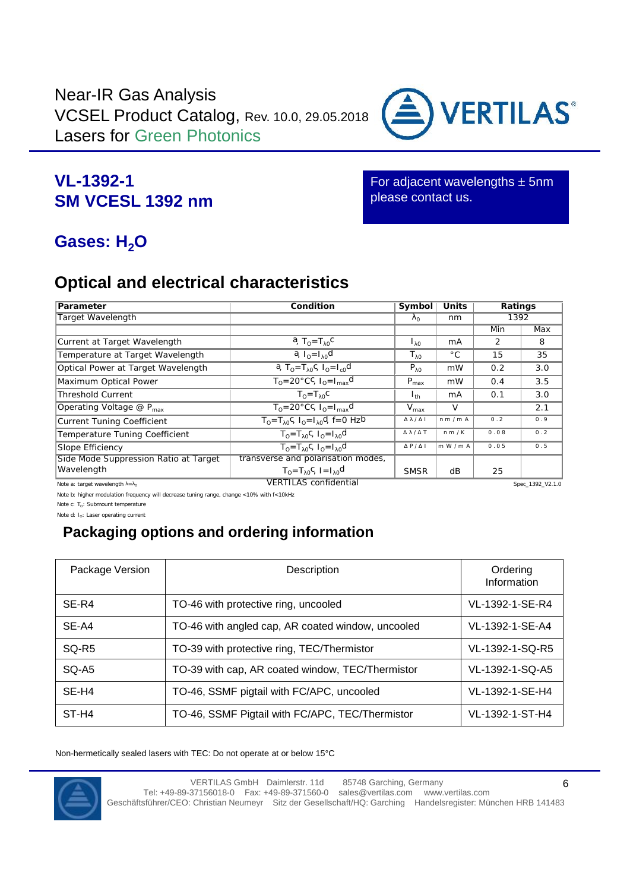# VL-1392-1
# SM VCESL 1392 nm

For adjacent wavelengths ± 5nm please contact us.

## Gases: $H_2O$

## Optical and electrical characteristics

| Parameter | Condition | Symbol | Units | Ratings | |
|---|---|---|---|---|---|
| Target Wavelength | | $\lambda_0$ | nm | 1392 | |
| | | | | Min | Max |
| Current at Target Wavelength | a, $T_O=T_{\lambda 0}$c | $I_{\lambda 0}$ | mA | 2 | 8 |
| Temperature at Target Wavelength | a, $I_O=I_{\lambda 0}$d | $T_{\lambda 0}$ | °C | 15 | 35 |
| Optical Power at Target Wavelength | a, $T_O=T_{\lambda 0}$c, $I_O=I_{c0}$d | $P_{\lambda 0}$ | mW | 0.2 | 3.0 |
| Maximum Optical Power | $T_O$=20°Cc, $I_O=I_{max}$d | $P_{max}$ | mW | 0.4 | 3.5 |
| Threshold Current | $T_O=T_{\lambda 0}$c | $I_{th}$ | mA | 0.1 | 3.0 |
| Operating Voltage @ $P_{max}$ | $T_O$=20°Cc, $I_O=I_{max}$d | $V_{max}$ | V | | 2.1 |
| Current Tuning Coefficient | $T_O=T_{\lambda 0}$c, $I_O=I_{\lambda 0}$d, f=0 Hzb | $\Delta\lambda/\Delta I$ | nm/mA | 0.2 | 0.9 |
| Temperature Tuning Coefficient | $T_O=T_{\lambda 0}$c, $I_O=I_{\lambda 0}$d | $\Delta\lambda/\Delta T$ | nm/K | 0.08 | 0.2 |
| Slope Efficiency | $T_O=T_{\lambda 0}$c, $I_O=I_{\lambda 0}$d | $\Delta P/\Delta I$ | mW/mA | 0.05 | 0.5 |
| Side Mode Suppression Ratio at Target Wavelength | transverse and polarisation modes, $T_O=T_{\lambda 0}$c, $I=I_{\lambda 0}$d | SMSR | dB | 25 | |

Note a: target wavelength $\lambda=\lambda_o$ VERTILAS confidential Spec_1392_V2.1.0

Note b: higher modulation frequency will decrease tuning range, change <10% with f<10kHz

Note c: $T_O$: Submount temperature

Note d: $I_O$: Laser operating current

## Packaging options and ordering information

| Package Version | Description | Ordering Information |
|---|---|---|
| SE-R4 | TO-46 with protective ring, uncooled | VL-1392-1-SE-R4 |
| SE-A4 | TO-46 with angled cap, AR coated window, uncooled | VL-1392-1-SE-A4 |
| SQ-R5 | TO-39 with protective ring, TEC/Thermistor | VL-1392-1-SQ-R5 |
| SQ-A5 | TO-39 with cap, AR coated window, TEC/Thermistor | VL-1392-1-SQ-A5 |
| SE-H4 | TO-46, SSMF pigtail with FC/APC, uncooled | VL-1392-1-SE-H4 |
| ST-H4 | TO-46, SSMF Pigtail with FC/APC, TEC/Thermistor | VL-1392-1-ST-H4 |

Non-hermetically sealed lasers with TEC: Do not operate at or below 15°C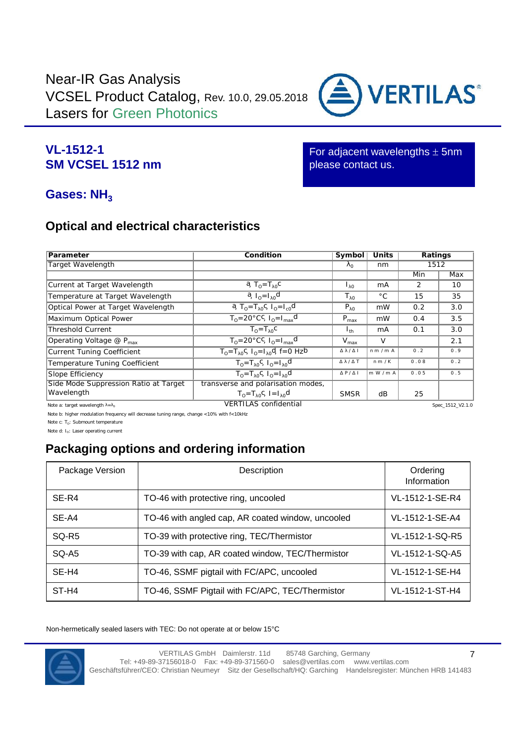# Near-IR Gas Analysis
# VCSEL Product Catalog, Rev. 10.0, 29.05.2018
# Lasers for Green Photonics

## VL-1512-1
## SM VCSEL 1512 nm

For adjacent wavelengths ± 5nm please contact us.

## Gases: $NH_3$

## Optical and electrical characteristics

| Parameter | Condition | Symbol | Units | Ratings | |
|---|---|---|---|---|---|
| Target Wavelength | | $\lambda_0$ | nm | 1512 | |
| | | | | Min | Max |
| Current at Target Wavelength | a, $T_O=T_{\lambda0}$ c | $I_{\lambda0}$ | mA | 2 | 10 |
| Temperature at Target Wavelength | a, $I_O=I_{\lambda0}$ d | $T_{\lambda0}$ | °C | 15 | 35 |
| Optical Power at Target Wavelength | a, $T_O=T_{\lambda0}$ c, $I_O=I_{c0}$ d | $P_{\lambda0}$ | mW | 0.2 | 3.0 |
| Maximum Optical Power | $T_O$=20°C c, $I_O=I_{max}$ d | $P_{max}$ | mW | 0.4 | 3.5 |
| Threshold Current | $T_O=T_{\lambda0}$ c | $I_{th}$ | mA | 0.1 | 3.0 |
| Operating Voltage @ $P_{max}$ | $T_O$=20°C c, $I_O=I_{max}$ d | $V_{max}$ | V | | 2.1 |
| Current Tuning Coefficient | $T_O=T_{\lambda0}$ c, $I_O=I_{\lambda0}$ d, f=0 Hz b | $\Delta\lambda/\Delta I$ | nm/mA | 0.2 | 0.9 |
| Temperature Tuning Coefficient | $T_O=T_{\lambda0}$ c, $I_O=I_{\lambda0}$ d | $\Delta\lambda/\Delta T$ | nm/K | 0.08 | 0.2 |
| Slope Efficiency | $T_O=T_{\lambda0}$ c, $I_O=I_{\lambda0}$ d | $\Delta P/\Delta I$ | mW/mA | 0.05 | 0.5 |
| Side Mode Suppression Ratio at Target Wavelength | transverse and polarisation modes, $T_O=T_{\lambda0}$ c, $I=I_{\lambda0}$ d | SMSR | dB | 25 | |

Note a: target wavelength $\lambda=\lambda_0$

VERTILAS confidential

Spec_1512_V2.1.0

Note b: higher modulation frequency will decrease tuning range, change <10% with f<10kHz

Note c: $T_O$: Submount temperature

Note d: $I_O$: Laser operating current

## Packaging options and ordering information

| Package Version | Description | Ordering Information |
|---|---|---|
| SE-R4 | TO-46 with protective ring, uncooled | VL-1512-1-SE-R4 |
| SE-A4 | TO-46 with angled cap, AR coated window, uncooled | VL-1512-1-SE-A4 |
| SQ-R5 | TO-39 with protective ring, TEC/Thermistor | VL-1512-1-SQ-R5 |
| SQ-A5 | TO-39 with cap, AR coated window, TEC/Thermistor | VL-1512-1-SQ-A5 |
| SE-H4 | TO-46, SSMF pigtail with FC/APC, uncooled | VL-1512-1-SE-H4 |
| ST-H4 | TO-46, SSMF Pigtail with FC/APC, TEC/Thermistor | VL-1512-1-ST-H4 |

Non-hermetically sealed lasers with TEC: Do not operate at or below 15°C

VERTILAS GmbH Daimlerstr. 11d 85748 Garching, Germany
Tel: +49-89-37156018-0 Fax: +49-89-371560-0 sales@vertilas.com www.vertilas.com
Geschäftsführer/CEO: Christian Neumeyr Sitz der Gesellschaft/HQ: Garching Handelsregister: München HRB 141483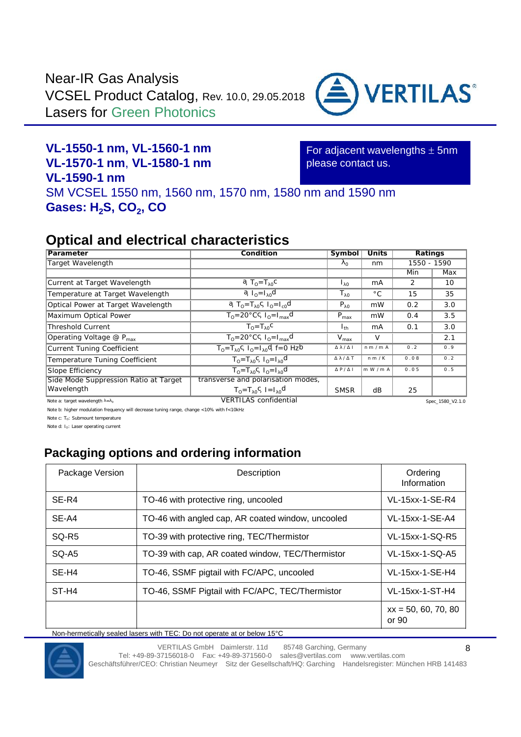Near-IR Gas Analysis
VCSEL Product Catalog, Rev. 10.0, 29.05.2018
Lasers for Green Photonics

## VL-1550-1 nm, VL-1560-1 nm
## VL-1570-1 nm, VL-1580-1 nm
## VL-1590-1 nm

For adjacent wavelengths ± 5nm please contact us.

SM VCSEL 1550 nm, 1560 nm, 1570 nm, 1580 nm and 1590 nm

**Gases: $H_2S$, $CO_2$, CO**

## Optical and electrical characteristics

| Parameter | Condition | Symbol | Units | Ratings | |
|---|---|---|---|---|---|
| Target Wavelength | | $\lambda_0$ | nm | 1550 - 1590 | |
| | | | | Min | Max |
| Current at Target Wavelength | a, $T_O=T_{\lambda 0}$ c | $I_{\lambda 0}$ | mA | 2 | 10 |
| Temperature at Target Wavelength | a, $I_O=I_{\lambda 0}$ d | $T_{\lambda 0}$ | °C | 15 | 35 |
| Optical Power at Target Wavelength | a, $T_O=T_{\lambda 0}$ c, $I_O=I_{c0}$ d | $P_{\lambda 0}$ | mW | 0.2 | 3.0 |
| Maximum Optical Power | $T_O$=20°C c, $I_O=I_{max}$ d | $P_{max}$ | mW | 0.4 | 3.5 |
| Threshold Current | $T_O=T_{\lambda 0}$ c | $I_{th}$ | mA | 0.1 | 3.0 |
| Operating Voltage @ $P_{max}$ | $T_O$=20°C c, $I_O=I_{max}$ d | $V_{max}$ | V | | 2.1 |
| Current Tuning Coefficient | $T_O=T_{\lambda 0}$ c, $I_O=I_{\lambda 0}$ d, f=0 Hz b | $\Delta\lambda/\Delta I$ | nm/mA | 0.2 | 0.9 |
| Temperature Tuning Coefficient | $T_O=T_{\lambda 0}$ c, $I_O=I_{\lambda 0}$ d | $\Delta\lambda/\Delta T$ | nm/K | 0.08 | 0.2 |
| Slope Efficiency | $T_O=T_{\lambda 0}$ c, $I_O=I_{\lambda 0}$ d | $\Delta P/\Delta I$ | mW/mA | 0.05 | 0.5 |
| Side Mode Suppression Ratio at Target Wavelength | transverse and polarisation modes, $T_O=T_{\lambda 0}$ c, $I=I_{\lambda 0}$ d | SMSR | dB | 25 | |

Note a: target wavelength $\lambda=\lambda_0$

VERTILAS confidential — Spec_1580_V2.1.0

Note b: higher modulation frequency will decrease tuning range, change <10% with f<10kHz

Note c: $T_O$: Submount temperature

Note d: $I_O$: Laser operating current

## Packaging options and ordering information

| Package Version | Description | Ordering Information |
|---|---|---|
| SE-R4 | TO-46 with protective ring, uncooled | VL-15xx-1-SE-R4 |
| SE-A4 | TO-46 with angled cap, AR coated window, uncooled | VL-15xx-1-SE-A4 |
| SQ-R5 | TO-39 with protective ring, TEC/Thermistor | VL-15xx-1-SQ-R5 |
| SQ-A5 | TO-39 with cap, AR coated window, TEC/Thermistor | VL-15xx-1-SQ-A5 |
| SE-H4 | TO-46, SSMF pigtail with FC/APC, uncooled | VL-15xx-1-SE-H4 |
| ST-H4 | TO-46, SSMF Pigtail with FC/APC, TEC/Thermistor | VL-15xx-1-ST-H4 |
| | | xx = 50, 60, 70, 80 or 90 |

Non-hermetically sealed lasers with TEC: Do not operate at or below 15°C

VERTILAS GmbH Daimlerstr. 11d 85748 Garching, Germany
Tel: +49-89-37156018-0 Fax: +49-89-371560-0 sales@vertilas.com www.vertilas.com
Geschäftsführer/CEO: Christian Neumeyr Sitz der Gesellschaft/HQ: Garching Handelsregister: München HRB 141483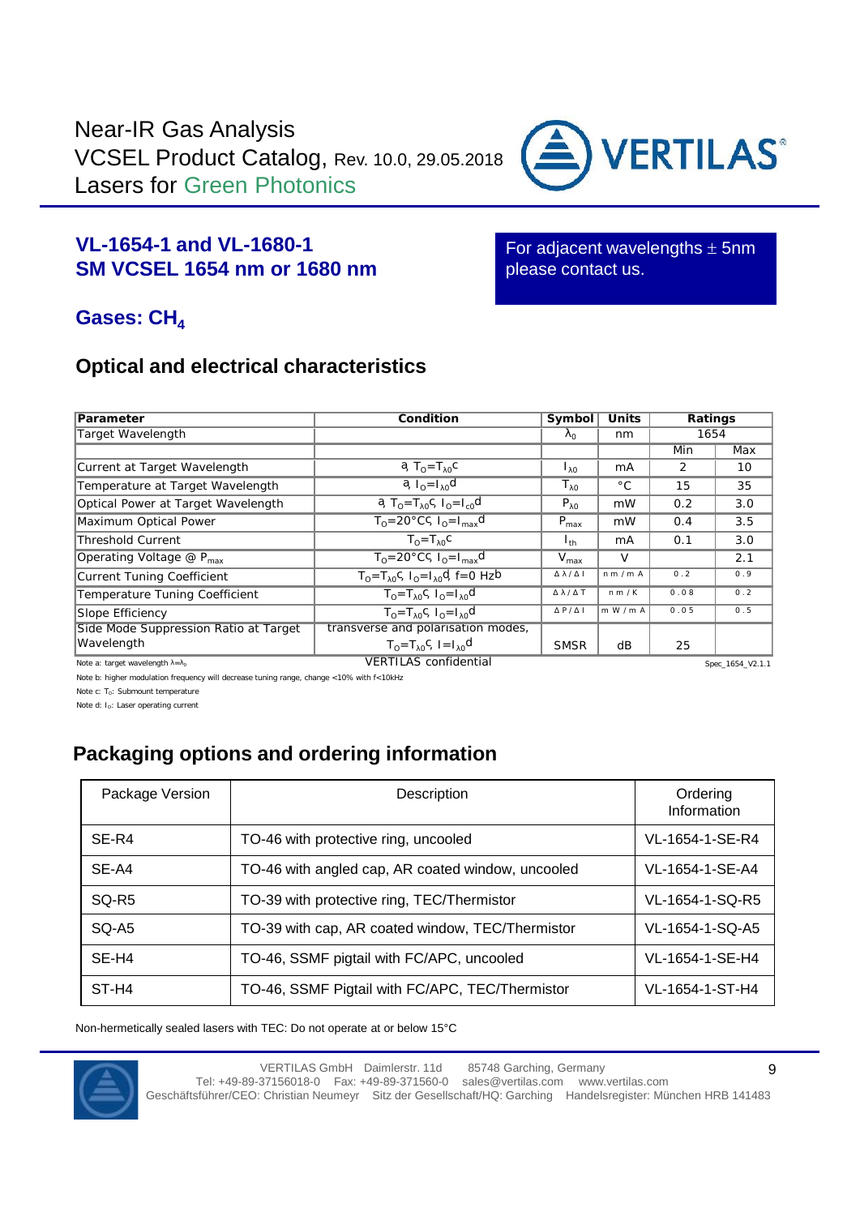Near-IR Gas Analysis
VCSEL Product Catalog, Rev. 10.0, 29.05.2018
Lasers for Green Photonics

## VL-1654-1 and VL-1680-1
## SM VCSEL 1654 nm or 1680 nm

For adjacent wavelengths ± 5nm please contact us.

## Gases: $CH_4$

## Optical and electrical characteristics

| Parameter | Condition | Symbol | Units | Ratings | |
|---|---|---|---|---|---|
| Target Wavelength | | $\lambda_0$ | nm | 1654 | |
| | | | | Min | Max |
| Current at Target Wavelength | a, $T_O=T_{\lambda0}$c | $I_{\lambda0}$ | mA | 2 | 10 |
| Temperature at Target Wavelength | a, $I_O=I_{\lambda0}$d | $T_{\lambda0}$ | °C | 15 | 35 |
| Optical Power at Target Wavelength | a, $T_O=T_{\lambda0}$c, $I_O=I_{c0}$d | $P_{\lambda0}$ | mW | 0.2 | 3.0 |
| Maximum Optical Power | $T_O$=20°Cc, $I_O=I_{max}$d | $P_{max}$ | mW | 0.4 | 3.5 |
| Threshold Current | $T_O=T_{\lambda0}$c | $I_{th}$ | mA | 0.1 | 3.0 |
| Operating Voltage @ $P_{max}$ | $T_O$=20°Cc, $I_O=I_{max}$d | $V_{max}$ | V | | 2.1 |
| Current Tuning Coefficient | $T_O=T_{\lambda0}$c, $I_O=I_{\lambda0}$d, f=0 Hzb | $\Delta\lambda/\Delta I$ | nm/mA | 0.2 | 0.9 |
| Temperature Tuning Coefficient | $T_O=T_{\lambda0}$c, $I_O=I_{\lambda0}$d | $\Delta\lambda/\Delta T$ | nm/K | 0.08 | 0.2 |
| Slope Efficiency | $T_O=T_{\lambda0}$c, $I_O=I_{\lambda0}$d | $\Delta P/\Delta I$ | mW/mA | 0.05 | 0.5 |
| Side Mode Suppression Ratio at Target Wavelength | transverse and polarisation modes, $T_O=T_{\lambda0}$c, $I=I_{\lambda0}$d | SMSR | dB | 25 | |

Note a: target wavelength $\lambda=\lambda_0$

VERTILAS confidential

Spec_1654_V2.1.1

Note b: higher modulation frequency will decrease tuning range, change <10% with f<10kHz

Note c: $T_O$: Submount temperature

Note d: $I_O$: Laser operating current

## Packaging options and ordering information

| Package Version | Description | Ordering Information |
|---|---|---|
| SE-R4 | TO-46 with protective ring, uncooled | VL-1654-1-SE-R4 |
| SE-A4 | TO-46 with angled cap, AR coated window, uncooled | VL-1654-1-SE-A4 |
| SQ-R5 | TO-39 with protective ring, TEC/Thermistor | VL-1654-1-SQ-R5 |
| SQ-A5 | TO-39 with cap, AR coated window, TEC/Thermistor | VL-1654-1-SQ-A5 |
| SE-H4 | TO-46, SSMF pigtail with FC/APC, uncooled | VL-1654-1-SE-H4 |
| ST-H4 | TO-46, SSMF Pigtail with FC/APC, TEC/Thermistor | VL-1654-1-ST-H4 |

Non-hermetically sealed lasers with TEC: Do not operate at or below 15°C

VERTILAS GmbH Daimlerstr. 11d 85748 Garching, Germany
Tel: +49-89-37156018-0 Fax: +49-89-371560-0 sales@vertilas.com www.vertilas.com
Geschäftsführer/CEO: Christian Neumeyr Sitz der Gesellschaft/HQ: Garching Handelsregister: München HRB 141483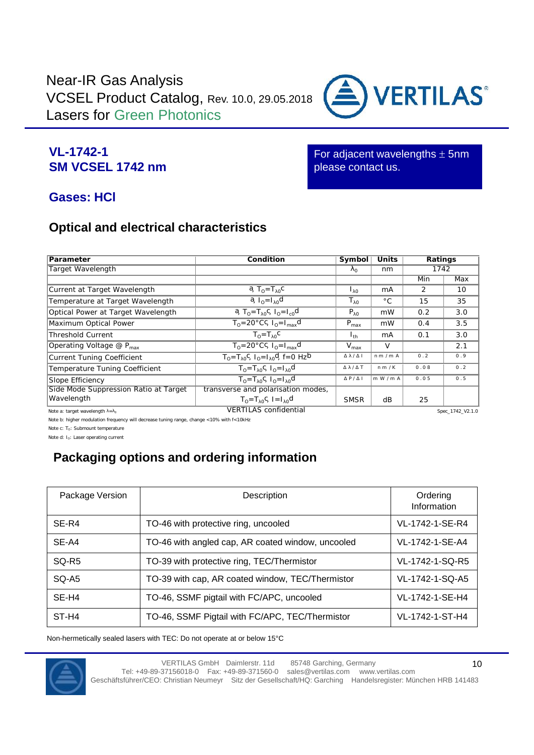Near-IR Gas Analysis
VCSEL Product Catalog, Rev. 10.0, 29.05.2018
Lasers for Green Photonics

## VL-1742-1
## SM VCSEL 1742 nm

For adjacent wavelengths ± 5nm please contact us.

## Gases: HCl

## Optical and electrical characteristics

| Parameter | Condition | Symbol | Units | Ratings | |
|---|---|---|---|---|---|
| Target Wavelength | | $\lambda_0$ | nm | 1742 | |
| | | | | Min | Max |
| Current at Target Wavelength | a, $T_O=T_{\lambda 0}$ c | $I_{\lambda 0}$ | mA | 2 | 10 |
| Temperature at Target Wavelength | a, $I_O=I_{\lambda 0}$ d | $T_{\lambda 0}$ | °C | 15 | 35 |
| Optical Power at Target Wavelength | a, $T_O=T_{\lambda 0}$ c, $I_O=I_{c0}$ d | $P_{\lambda 0}$ | mW | 0.2 | 3.0 |
| Maximum Optical Power | $T_O$=20°C c, $I_O=I_{max}$ d | $P_{max}$ | mW | 0.4 | 3.5 |
| Threshold Current | $T_O=T_{\lambda 0}$ c | $I_{th}$ | mA | 0.1 | 3.0 |
| Operating Voltage @ $P_{max}$ | $T_O$=20°C c, $I_O=I_{max}$ d | $V_{max}$ | V | | 2.1 |
| Current Tuning Coefficient | $T_O=T_{\lambda 0}$ c, $I_O=I_{\lambda 0}$ d, f=0 Hz b | $\Delta\lambda/\Delta I$ | nm/mA | 0.2 | 0.9 |
| Temperature Tuning Coefficient | $T_O=T_{\lambda 0}$ c, $I_O=I_{\lambda 0}$ d | $\Delta\lambda/\Delta T$ | nm/K | 0.08 | 0.2 |
| Slope Efficiency | $T_O=T_{\lambda 0}$ c, $I_O=I_{\lambda 0}$ d | $\Delta P/\Delta I$ | mW/mA | 0.05 | 0.5 |
| Side Mode Suppression Ratio at Target Wavelength | transverse and polarisation modes, $T_O=T_{\lambda 0}$ c, $I=I_{\lambda 0}$ d | SMSR | dB | 25 | |

Note a: target wavelength $\lambda=\lambda_0$ VERTILAS confidential Spec_1742_V2.1.0

Note b: higher modulation frequency will decrease tuning range, change <10% with f<10kHz

Note c: $T_O$: Submount temperature

Note d: $I_O$: Laser operating current

## Packaging options and ordering information

| Package Version | Description | Ordering Information |
|---|---|---|
| SE-R4 | TO-46 with protective ring, uncooled | VL-1742-1-SE-R4 |
| SE-A4 | TO-46 with angled cap, AR coated window, uncooled | VL-1742-1-SE-A4 |
| SQ-R5 | TO-39 with protective ring, TEC/Thermistor | VL-1742-1-SQ-R5 |
| SQ-A5 | TO-39 with cap, AR coated window, TEC/Thermistor | VL-1742-1-SQ-A5 |
| SE-H4 | TO-46, SSMF pigtail with FC/APC, uncooled | VL-1742-1-SE-H4 |
| ST-H4 | TO-46, SSMF Pigtail with FC/APC, TEC/Thermistor | VL-1742-1-ST-H4 |

Non-hermetically sealed lasers with TEC: Do not operate at or below 15°C

VERTILAS GmbH Daimlerstr. 11d 85748 Garching, Germany
Tel: +49-89-37156018-0 Fax: +49-89-371560-0 sales@vertilas.com www.vertilas.com
Geschäftsführer/CEO: Christian Neumeyr Sitz der Gesellschaft/HQ: Garching Handelsregister: München HRB 141483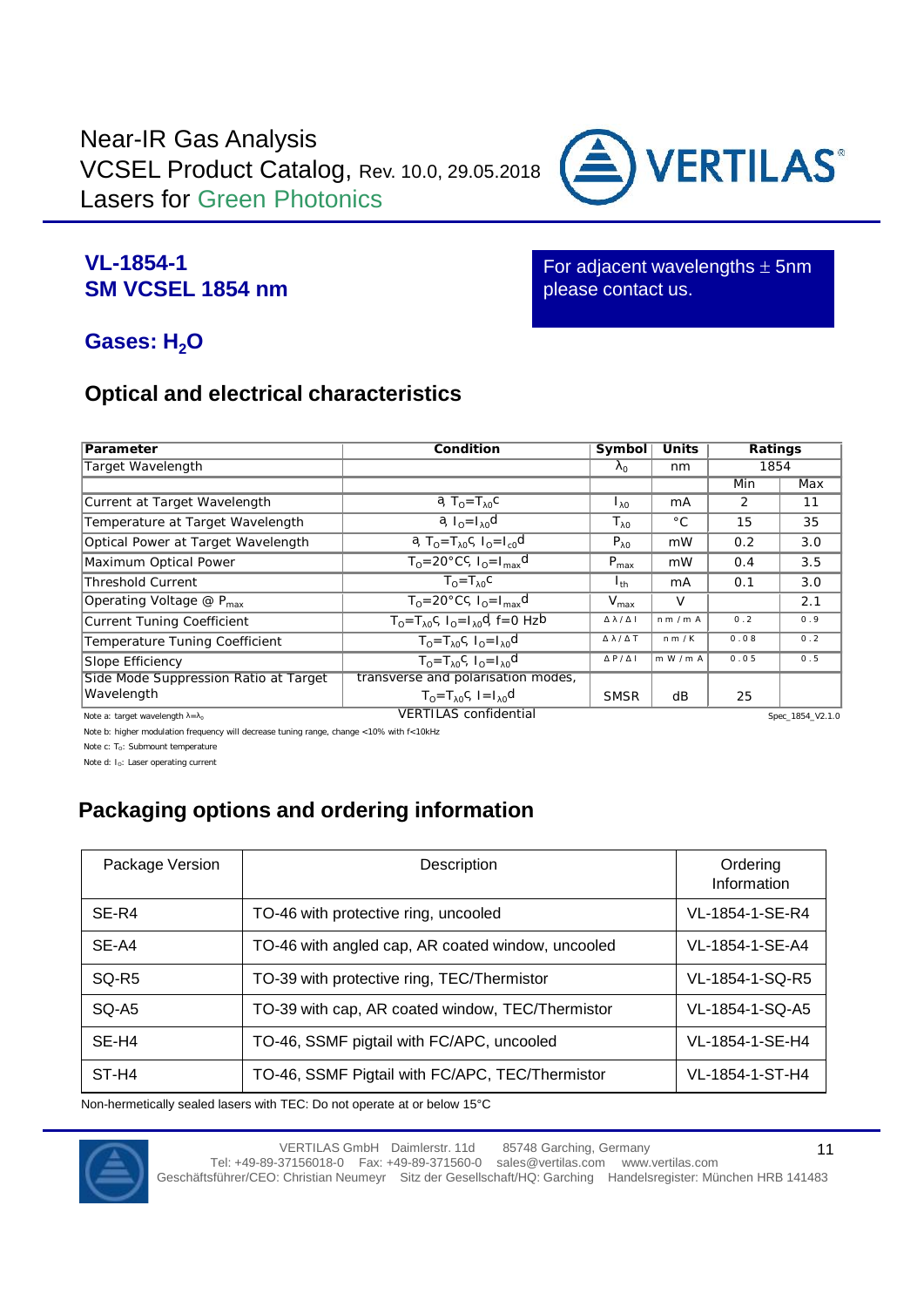Near-IR Gas Analysis
VCSEL Product Catalog, Rev. 10.0, 29.05.2018
Lasers for Green Photonics

## VL-1854-1
## SM VCSEL 1854 nm

For adjacent wavelengths ± 5nm please contact us.

## Gases: $H_2O$

## Optical and electrical characteristics

| Parameter | Condition | Symbol | Units | Ratings | |
|---|---|---|---|---|---|
| Target Wavelength | | $\lambda_0$ | nm | 1854 | |
| | | | | Min | Max |
| Current at Target Wavelength | a, $T_O=T_{\lambda 0}$c | $I_{\lambda 0}$ | mA | 2 | 11 |
| Temperature at Target Wavelength | a, $I_O=I_{\lambda 0}$d | $T_{\lambda 0}$ | °C | 15 | 35 |
| Optical Power at Target Wavelength | a, $T_O=T_{\lambda 0}$c, $I_O=I_{c0}$d | $P_{\lambda 0}$ | mW | 0.2 | 3.0 |
| Maximum Optical Power | $T_O$=20°Cc, $I_O=I_{max}$d | $P_{max}$ | mW | 0.4 | 3.5 |
| Threshold Current | $T_O=T_{\lambda 0}$c | $I_{th}$ | mA | 0.1 | 3.0 |
| Operating Voltage @ $P_{max}$ | $T_O$=20°Cc, $I_O=I_{max}$d | $V_{max}$ | V | | 2.1 |
| Current Tuning Coefficient | $T_O=T_{\lambda 0}$c, $I_O=I_{\lambda 0}$d, f=0 Hzb | $\Delta\lambda/\Delta I$ | nm/mA | 0.2 | 0.9 |
| Temperature Tuning Coefficient | $T_O=T_{\lambda 0}$c, $I_O=I_{\lambda 0}$d | $\Delta\lambda/\Delta T$ | nm/K | 0.08 | 0.2 |
| Slope Efficiency | $T_O=T_{\lambda 0}$c, $I_O=I_{\lambda 0}$d | $\Delta P/\Delta I$ | mW/mA | 0.05 | 0.5 |
| Side Mode Suppression Ratio at Target Wavelength | transverse and polarisation modes, $T_O=T_{\lambda 0}$c, $I=I_{\lambda 0}$d | SMSR | dB | 25 | |

Note a: target wavelength $\lambda=\lambda_0$

VERTILAS confidential

Spec_1854_V2.1.0

Note b: higher modulation frequency will decrease tuning range, change <10% with f<10kHz

Note c: $T_O$: Submount temperature

Note d: $I_O$: Laser operating current

## Packaging options and ordering information

| Package Version | Description | Ordering Information |
|---|---|---|
| SE-R4 | TO-46 with protective ring, uncooled | VL-1854-1-SE-R4 |
| SE-A4 | TO-46 with angled cap, AR coated window, uncooled | VL-1854-1-SE-A4 |
| SQ-R5 | TO-39 with protective ring, TEC/Thermistor | VL-1854-1-SQ-R5 |
| SQ-A5 | TO-39 with cap, AR coated window, TEC/Thermistor | VL-1854-1-SQ-A5 |
| SE-H4 | TO-46, SSMF pigtail with FC/APC, uncooled | VL-1854-1-SE-H4 |
| ST-H4 | TO-46, SSMF Pigtail with FC/APC, TEC/Thermistor | VL-1854-1-ST-H4 |

Non-hermetically sealed lasers with TEC: Do not operate at or below 15°C

VERTILAS GmbH Daimlerstr. 11d 85748 Garching, Germany
Tel: +49-89-37156018-0 Fax: +49-89-371560-0 sales@vertilas.com www.vertilas.com
Geschäftsführer/CEO: Christian Neumeyr Sitz der Gesellschaft/HQ: Garching Handelsregister: München HRB 141483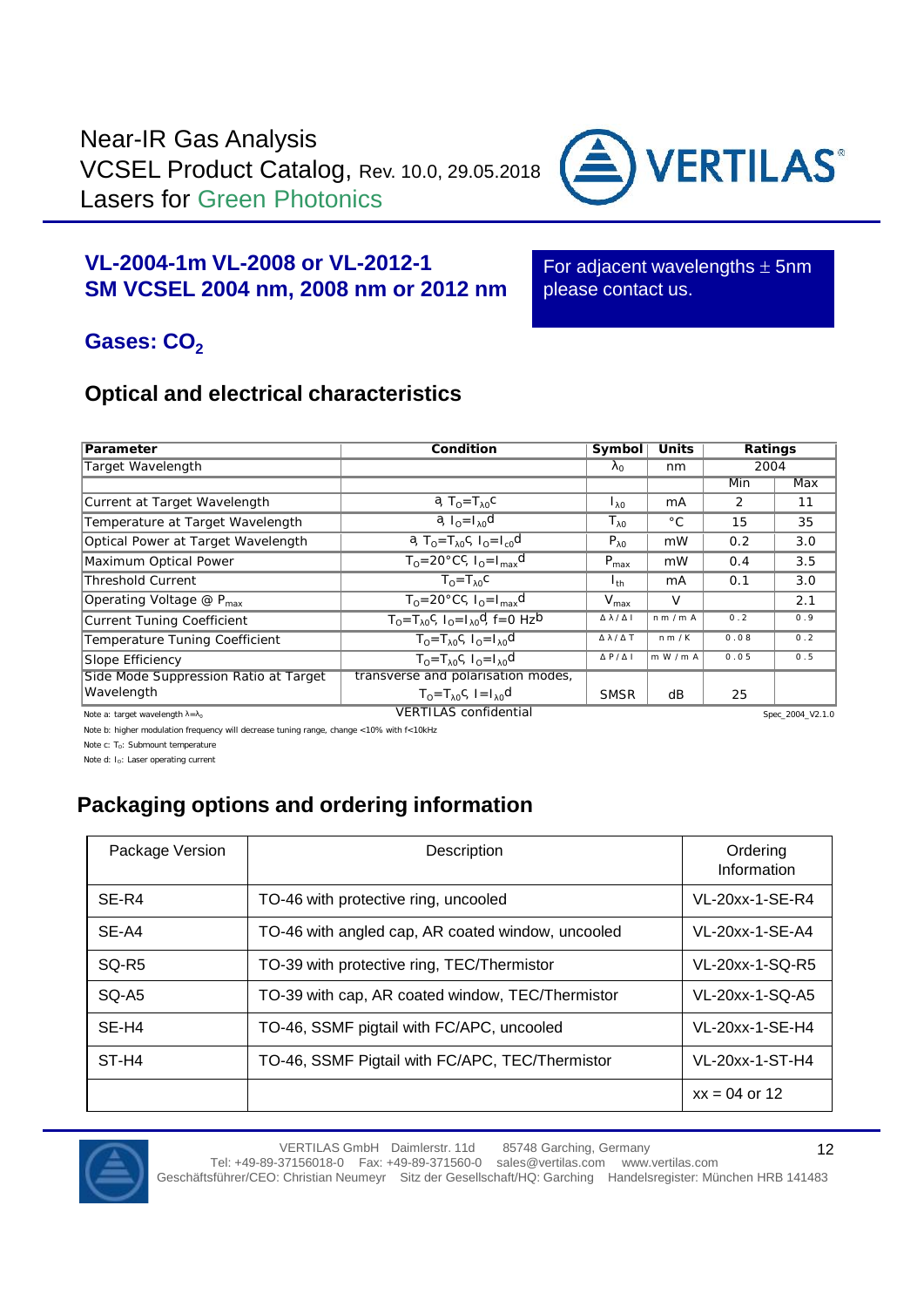Near-IR Gas Analysis
VCSEL Product Catalog, Rev. 10.0, 29.05.2018
Lasers for Green Photonics

## VL-2004-1m VL-2008 or VL-2012-1
## SM VCSEL 2004 nm, 2008 nm or 2012 nm

For adjacent wavelengths ± 5nm please contact us.

## Gases: $CO_2$

## Optical and electrical characteristics

| Parameter | Condition | Symbol | Units | Ratings | |
|---|---|---|---|---|---|
| Target Wavelength | | $\lambda_0$ | nm | 2004 | |
| | | | | Min | Max |
| Current at Target Wavelength | a, $T_O=T_{\lambda 0}$ c | $I_{\lambda 0}$ | mA | 2 | 11 |
| Temperature at Target Wavelength | a, $I_O=I_{\lambda 0}$ d | $T_{\lambda 0}$ | °C | 15 | 35 |
| Optical Power at Target Wavelength | a, $T_O=T_{\lambda 0}$ c, $I_O=I_{c0}$ d | $P_{\lambda 0}$ | mW | 0.2 | 3.0 |
| Maximum Optical Power | $T_O$=20°C c, $I_O=I_{max}$ d | $P_{max}$ | mW | 0.4 | 3.5 |
| Threshold Current | $T_O=T_{\lambda 0}$ c | $I_{th}$ | mA | 0.1 | 3.0 |
| Operating Voltage @ $P_{max}$ | $T_O$=20°C c, $I_O=I_{max}$ d | $V_{max}$ | V | | 2.1 |
| Current Tuning Coefficient | $T_O=T_{\lambda 0}$ c, $I_O=I_{\lambda 0}$ d, f=0 Hz b | $\Delta\lambda/\Delta I$ | nm/mA | 0.2 | 0.9 |
| Temperature Tuning Coefficient | $T_O=T_{\lambda 0}$ c, $I_O=I_{\lambda 0}$ d | $\Delta\lambda/\Delta T$ | nm/K | 0.08 | 0.2 |
| Slope Efficiency | $T_O=T_{\lambda 0}$ c, $I_O=I_{\lambda 0}$ d | $\Delta P/\Delta I$ | mW/mA | 0.05 | 0.5 |
| Side Mode Suppression Ratio at Target Wavelength | transverse and polarisation modes, $T_O=T_{\lambda 0}$ c, $I=I_{\lambda 0}$ d | SMSR | dB | 25 | |

Note a: target wavelength $\lambda=\lambda_0$ VERTILAS confidential Spec_2004_V2.1.0

Note b: higher modulation frequency will decrease tuning range, change <10% with f<10kHz

Note c: $T_O$: Submount temperature

Note d: $I_O$: Laser operating current

## Packaging options and ordering information

| Package Version | Description | Ordering Information |
|---|---|---|
| SE-R4 | TO-46 with protective ring, uncooled | VL-20xx-1-SE-R4 |
| SE-A4 | TO-46 with angled cap, AR coated window, uncooled | VL-20xx-1-SE-A4 |
| SQ-R5 | TO-39 with protective ring, TEC/Thermistor | VL-20xx-1-SQ-R5 |
| SQ-A5 | TO-39 with cap, AR coated window, TEC/Thermistor | VL-20xx-1-SQ-A5 |
| SE-H4 | TO-46, SSMF pigtail with FC/APC, uncooled | VL-20xx-1-SE-H4 |
| ST-H4 | TO-46, SSMF Pigtail with FC/APC, TEC/Thermistor | VL-20xx-1-ST-H4 |
| | | xx = 04 or 12 |

VERTILAS GmbH Daimlerstr. 11d 85748 Garching, Germany
Tel: +49-89-37156018-0 Fax: +49-89-371560-0 sales@vertilas.com www.vertilas.com
Geschäftsführer/CEO: Christian Neumeyr Sitz der Gesellschaft/HQ: Garching Handelsregister: München HRB 141483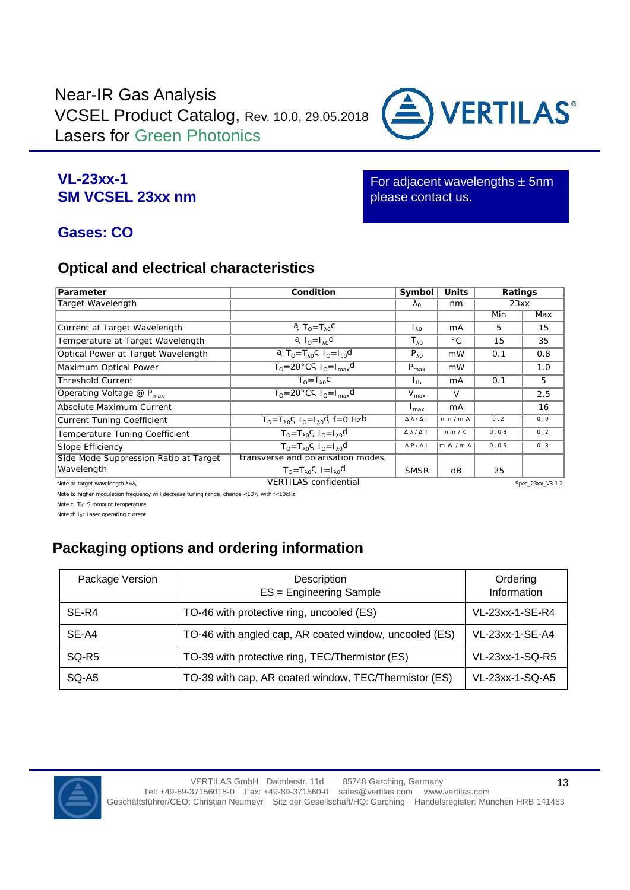Near-IR Gas Analysis
VCSEL Product Catalog, Rev. 10.0, 29.05.2018
Lasers for Green Photonics

## VL-23xx-1
## SM VCSEL 23xx nm

For adjacent wavelengths ± 5nm please contact us.

## Gases: CO

## Optical and electrical characteristics

| Parameter | Condition | Symbol | Units | Ratings | |
|---|---|---|---|---|---|
| Target Wavelength | | $\lambda_0$ | nm | 23xx | |
| | | | | Min | Max |
| Current at Target Wavelength | a, $T_O=T_{\lambda 0}$ c | $I_{\lambda 0}$ | mA | 5 | 15 |
| Temperature at Target Wavelength | a, $I_O=I_{\lambda 0}$ d | $T_{\lambda 0}$ | °C | 15 | 35 |
| Optical Power at Target Wavelength | a, $T_O=T_{\lambda 0}$ c, $I_O=I_{c0}$ d | $P_{\lambda 0}$ | mW | 0.1 | 0.8 |
| Maximum Optical Power | $T_O$=20°C c, $I_O=I_{max}$ d | $P_{max}$ | mW | | 1.0 |
| Threshold Current | $T_O=T_{\lambda 0}$ c | $I_{th}$ | mA | 0.1 | 5 |
| Operating Voltage @ $P_{max}$ | $T_O$=20°C c, $I_O=I_{max}$ d | $V_{max}$ | V | | 2.5 |
| Absolute Maximum Current | | $I_{max}$ | mA | | 16 |
| Current Tuning Coefficient | $T_O=T_{\lambda 0}$ c, $I_O=I_{\lambda 0}$ d, f=0 Hz b | $\Delta\lambda/\Delta I$ | nm/mA | 0.2 | 0.9 |
| Temperature Tuning Coefficient | $T_O=T_{\lambda 0}$ c, $I_O=I_{\lambda 0}$ d | $\Delta\lambda/\Delta T$ | nm/K | 0.08 | 0.2 |
| Slope Efficiency | $T_O=T_{\lambda 0}$ c, $I_O=I_{\lambda 0}$ d | $\Delta P/\Delta I$ | mW/mA | 0.05 | 0.3 |
| Side Mode Suppression Ratio at Target Wavelength | transverse and polarisation modes, $T_O=T_{\lambda 0}$ c, $I=I_{\lambda 0}$ d | SMSR | dB | 25 | |

Note a: target wavelength $\lambda=\lambda_0$ VERTILAS confidential Spec_23xx_V3.1.2

Note b: higher modulation frequency will decrease tuning range, change <10% with f<10kHz

Note c: $T_O$: Submount temperature

Note d: $I_O$: Laser operating current

## Packaging options and ordering information

| Package Version | Description<br>ES = Engineering Sample | Ordering Information |
|---|---|---|
| SE-R4 | TO-46 with protective ring, uncooled (ES) | VL-23xx-1-SE-R4 |
| SE-A4 | TO-46 with angled cap, AR coated window, uncooled (ES) | VL-23xx-1-SE-A4 |
| SQ-R5 | TO-39 with protective ring, TEC/Thermistor (ES) | VL-23xx-1-SQ-R5 |
| SQ-A5 | TO-39 with cap, AR coated window, TEC/Thermistor (ES) | VL-23xx-1-SQ-A5 |

VERTILAS GmbH Daimlerstr. 11d 85748 Garching, Germany
Tel: +49-89-37156018-0 Fax: +49-89-371560-0 sales@vertilas.com www.vertilas.com
Geschäftsführer/CEO: Christian Neumeyr Sitz der Gesellschaft/HQ: Garching Handelsregister: München HRB 141483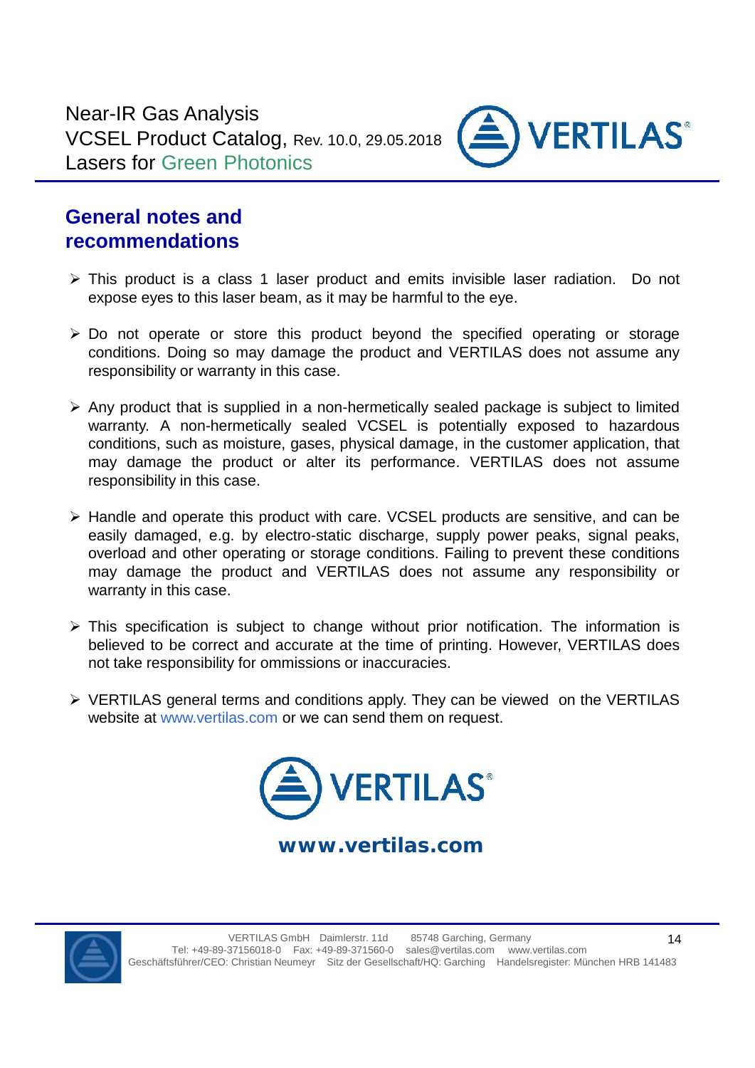## General notes and recommendations

- This product is a class 1 laser product and emits invisible laser radiation. Do not expose eyes to this laser beam, as it may be harmful to the eye.
- Do not operate or store this product beyond the specified operating or storage conditions. Doing so may damage the product and VERTILAS does not assume any responsibility or warranty in this case.
- Any product that is supplied in a non-hermetically sealed package is subject to limited warranty. A non-hermetically sealed VCSEL is potentially exposed to hazardous conditions, such as moisture, gases, physical damage, in the customer application, that may damage the product or alter its performance. VERTILAS does not assume responsibility in this case.
- Handle and operate this product with care. VCSEL products are sensitive, and can be easily damaged, e.g. by electro-static discharge, supply power peaks, signal peaks, overload and other operating or storage conditions. Failing to prevent these conditions may damage the product and VERTILAS does not assume any responsibility or warranty in this case.
- This specification is subject to change without prior notification. The information is believed to be correct and accurate at the time of printing. However, VERTILAS does not take responsibility for ommissions or inaccuracies.
- VERTILAS general terms and conditions apply. They can be viewed on the VERTILAS website at www.vertilas.com or we can send them on request.

VERTILAS

**www.vertilas.com**